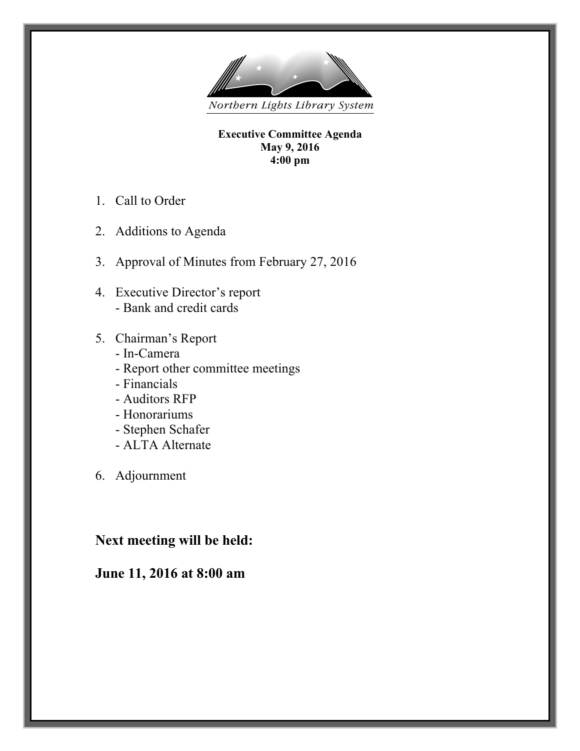Northern Lights Library System

**Executive Committee Agenda**
**May 9, 2016**
**4:00 pm**

1. Call to Order

2. Additions to Agenda

3. Approval of Minutes from February 27, 2016

4. Executive Director's report
   - Bank and credit cards

5. Chairman's Report
   - In-Camera
   - Report other committee meetings
   - Financials
   - Auditors RFP
   - Honorariums
   - Stephen Schafer
   - ALTA Alternate

6. Adjournment

**Next meeting will be held:**

**June 11, 2016 at 8:00 am**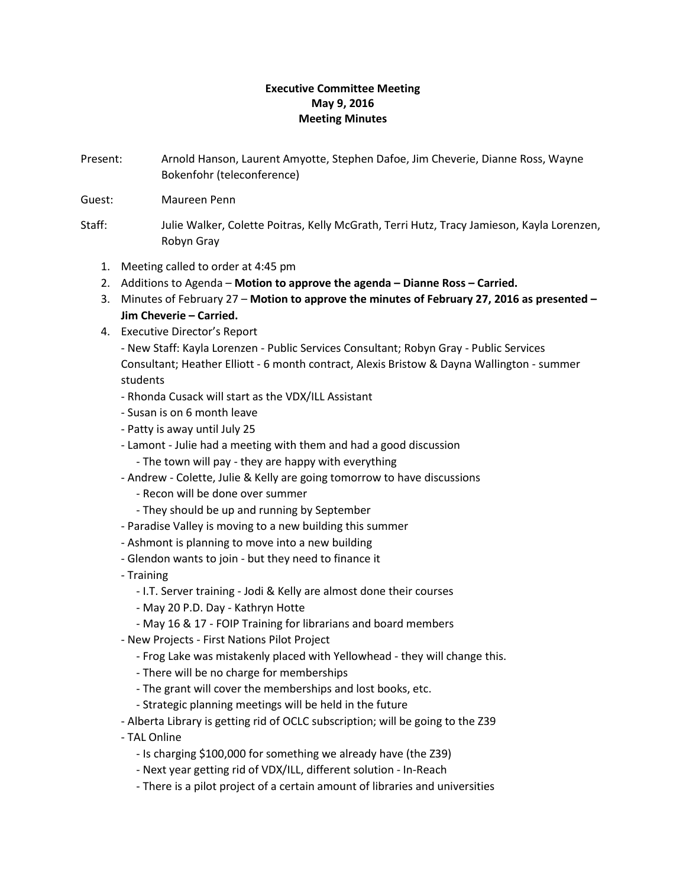**Executive Committee Meeting**
**May 9, 2016**
**Meeting Minutes**

Present: Arnold Hanson, Laurent Amyotte, Stephen Dafoe, Jim Cheverie, Dianne Ross, Wayne Bokenfohr (teleconference)

Guest: Maureen Penn

Staff: Julie Walker, Colette Poitras, Kelly McGrath, Terri Hutz, Tracy Jamieson, Kayla Lorenzen, Robyn Gray

1. Meeting called to order at 4:45 pm
2. Additions to Agenda – **Motion to approve the agenda – Dianne Ross – Carried.**
3. Minutes of February 27 – **Motion to approve the minutes of February 27, 2016 as presented – Jim Cheverie – Carried.**
4. Executive Director's Report
   - New Staff: Kayla Lorenzen - Public Services Consultant; Robyn Gray - Public Services Consultant; Heather Elliott - 6 month contract, Alexis Bristow & Dayna Wallington - summer students
   - Rhonda Cusack will start as the VDX/ILL Assistant
   - Susan is on 6 month leave
   - Patty is away until July 25
   - Lamont - Julie had a meeting with them and had a good discussion
     - The town will pay - they are happy with everything
   - Andrew - Colette, Julie & Kelly are going tomorrow to have discussions
     - Recon will be done over summer
     - They should be up and running by September
   - Paradise Valley is moving to a new building this summer
   - Ashmont is planning to move into a new building
   - Glendon wants to join - but they need to finance it
   - Training
     - I.T. Server training - Jodi & Kelly are almost done their courses
     - May 20 P.D. Day - Kathryn Hotte
     - May 16 & 17 - FOIP Training for librarians and board members
   - New Projects - First Nations Pilot Project
     - Frog Lake was mistakenly placed with Yellowhead - they will change this.
     - There will be no charge for memberships
     - The grant will cover the memberships and lost books, etc.
     - Strategic planning meetings will be held in the future
   - Alberta Library is getting rid of OCLC subscription; will be going to the Z39
   - TAL Online
     - Is charging $100,000 for something we already have (the Z39)
     - Next year getting rid of VDX/ILL, different solution - In-Reach
     - There is a pilot project of a certain amount of libraries and universities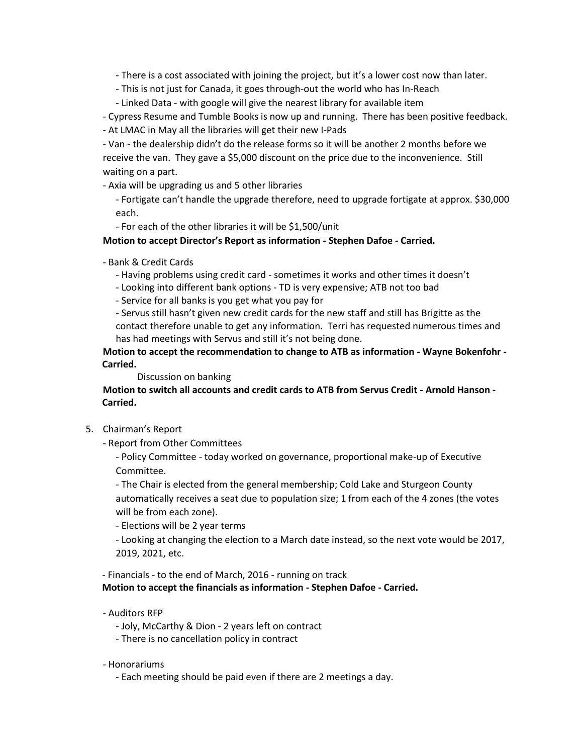- There is a cost associated with joining the project, but it's a lower cost now than later.
  - This is not just for Canada, it goes through-out the world who has In-Reach
  - Linked Data - with google will give the nearest library for available item
- Cypress Resume and Tumble Books is now up and running. There has been positive feedback.
- At LMAC in May all the libraries will get their new I-Pads
- Van - the dealership didn't do the release forms so it will be another 2 months before we receive the van. They gave a $5,000 discount on the price due to the inconvenience. Still waiting on a part.
- Axia will be upgrading us and 5 other libraries
  - Fortigate can't handle the upgrade therefore, need to upgrade fortigate at approx. $30,000 each.
  - For each of the other libraries it will be $1,500/unit

**Motion to accept Director's Report as information - Stephen Dafoe - Carried.**

- Bank & Credit Cards
  - Having problems using credit card - sometimes it works and other times it doesn't
  - Looking into different bank options - TD is very expensive; ATB not too bad
  - Service for all banks is you get what you pay for
  - Servus still hasn't given new credit cards for the new staff and still has Brigitte as the contact therefore unable to get any information. Terri has requested numerous times and has had meetings with Servus and still it's not being done.

**Motion to accept the recommendation to change to ATB as information - Wayne Bokenfohr - Carried.**

Discussion on banking

**Motion to switch all accounts and credit cards to ATB from Servus Credit - Arnold Hanson - Carried.**

5. Chairman's Report
   - Report from Other Committees
     - Policy Committee - today worked on governance, proportional make-up of Executive Committee.
     - The Chair is elected from the general membership; Cold Lake and Sturgeon County automatically receives a seat due to population size; 1 from each of the 4 zones (the votes will be from each zone).
     - Elections will be 2 year terms
     - Looking at changing the election to a March date instead, so the next vote would be 2017, 2019, 2021, etc.

   - Financials - to the end of March, 2016 - running on track

   **Motion to accept the financials as information - Stephen Dafoe - Carried.**

   - Auditors RFP
     - Joly, McCarthy & Dion - 2 years left on contract
     - There is no cancellation policy in contract

   - Honorariums
     - Each meeting should be paid even if there are 2 meetings a day.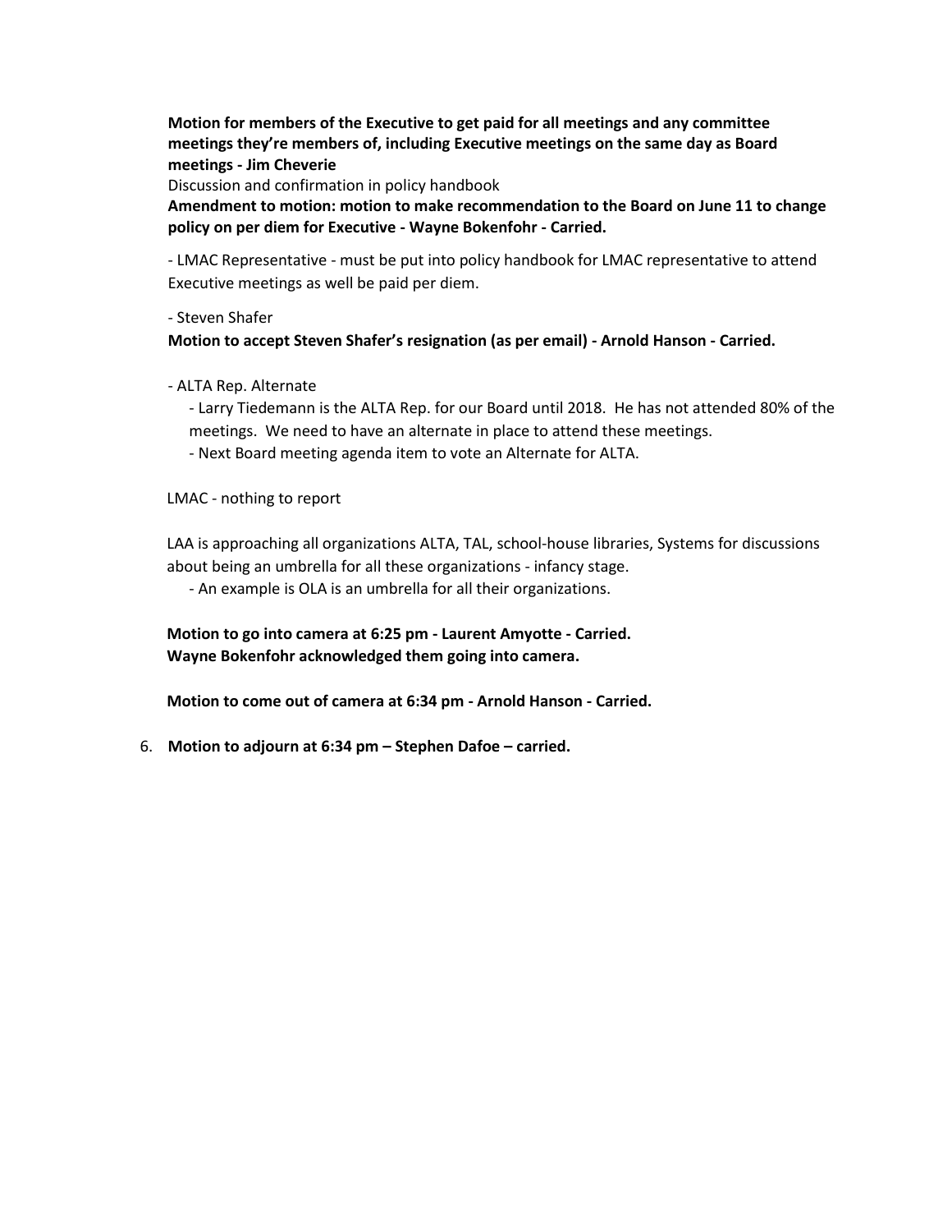**Motion for members of the Executive to get paid for all meetings and any committee meetings they're members of, including Executive meetings on the same day as Board meetings - Jim Cheverie**

Discussion and confirmation in policy handbook

**Amendment to motion: motion to make recommendation to the Board on June 11 to change policy on per diem for Executive - Wayne Bokenfohr - Carried.**

- LMAC Representative - must be put into policy handbook for LMAC representative to attend Executive meetings as well be paid per diem.

- Steven Shafer

**Motion to accept Steven Shafer's resignation (as per email) - Arnold Hanson - Carried.**

- ALTA Rep. Alternate
    - Larry Tiedemann is the ALTA Rep. for our Board until 2018. He has not attended 80% of the meetings. We need to have an alternate in place to attend these meetings.
    - Next Board meeting agenda item to vote an Alternate for ALTA.

LMAC - nothing to report

LAA is approaching all organizations ALTA, TAL, school-house libraries, Systems for discussions about being an umbrella for all these organizations - infancy stage.

- An example is OLA is an umbrella for all their organizations.

**Motion to go into camera at 6:25 pm - Laurent Amyotte - Carried.**
**Wayne Bokenfohr acknowledged them going into camera.**

**Motion to come out of camera at 6:34 pm - Arnold Hanson - Carried.**

6. **Motion to adjourn at 6:34 pm – Stephen Dafoe – carried.**